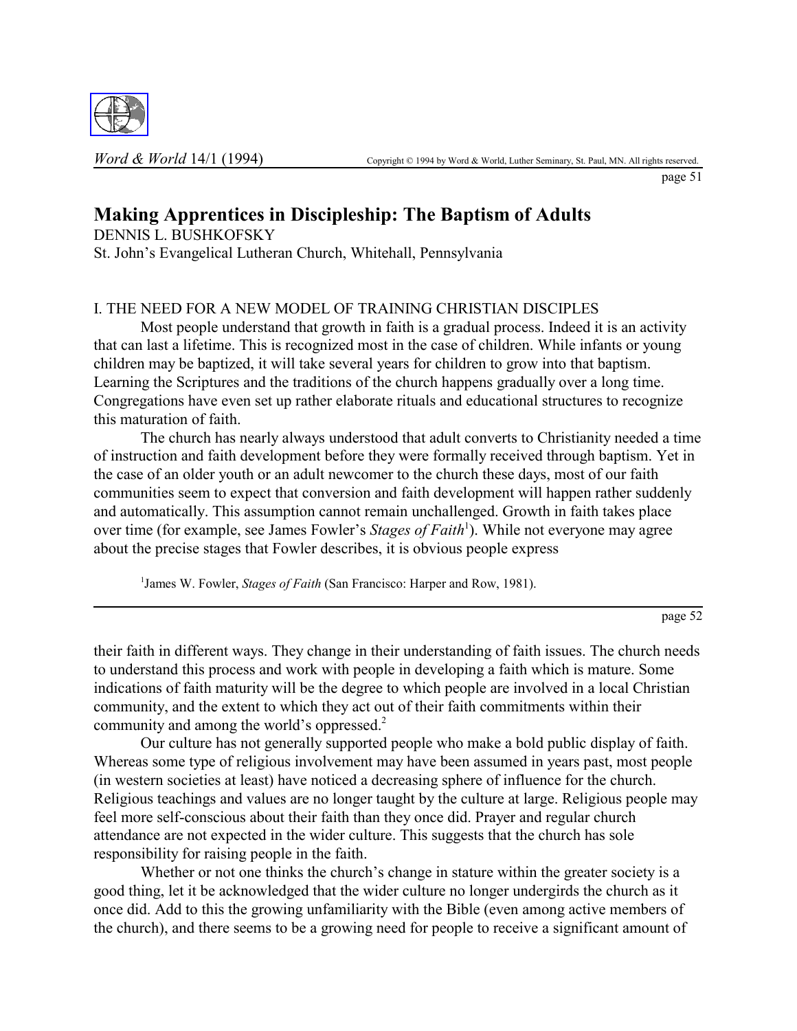# Making Apprentices in Discipleship: The Baptism of Adults

DENNIS L. BUSHKOFSKY

St. John's Evangelical Lutheran Church, Whitehall, Pennsylvania

## I. THE NEED FOR A NEW MODEL OF TRAINING CHRISTIAN DISCIPLES

Most people understand that growth in faith is a gradual process. Indeed it is an activity that can last a lifetime. This is recognized most in the case of children. While infants or young children may be baptized, it will take several years for children to grow into that baptism. Learning the Scriptures and the traditions of the church happens gradually over a long time. Congregations have even set up rather elaborate rituals and educational structures to recognize this maturation of faith.

The church has nearly always understood that adult converts to Christianity needed a time of instruction and faith development before they were formally received through baptism. Yet in the case of an older youth or an adult newcomer to the church these days, most of our faith communities seem to expect that conversion and faith development will happen rather suddenly and automatically. This assumption cannot remain unchallenged. Growth in faith takes place over time (for example, see James Fowler's *Stages of Faith*[1]). While not everyone may agree about the precise stages that Fowler describes, it is obvious people express their faith in different ways. They change in their understanding of faith issues. The church needs to understand this process and work with people in developing a faith which is mature. Some indications of faith maturity will be the degree to which people are involved in a local Christian community, and the extent to which they act out of their faith commitments within their community and among the world's oppressed.[2]

Our culture has not generally supported people who make a bold public display of faith. Whereas some type of religious involvement may have been assumed in years past, most people (in western societies at least) have noticed a decreasing sphere of influence for the church. Religious teachings and values are no longer taught by the culture at large. Religious people may feel more self-conscious about their faith than they once did. Prayer and regular church attendance are not expected in the wider culture. This suggests that the church has sole responsibility for raising people in the faith.

Whether or not one thinks the church's change in stature within the greater society is a good thing, let it be acknowledged that the wider culture no longer undergirds the church as it once did. Add to this the growing unfamiliarity with the Bible (even among active members of the church), and there seems to be a growing need for people to receive a significant amount of

[1] James W. Fowler, *Stages of Faith* (San Francisco: Harper and Row, 1981).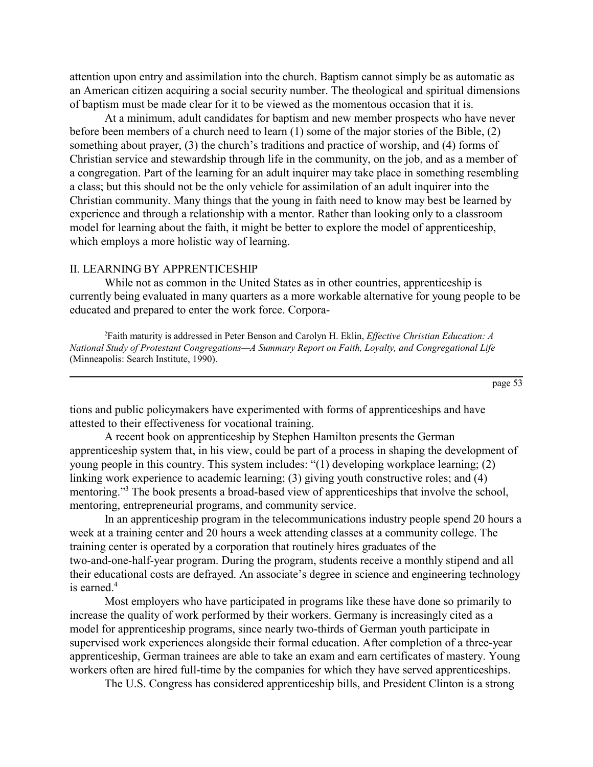attention upon entry and assimilation into the church. Baptism cannot simply be as automatic as an American citizen acquiring a social security number. The theological and spiritual dimensions of baptism must be made clear for it to be viewed as the momentous occasion that it is.

At a minimum, adult candidates for baptism and new member prospects who have never before been members of a church need to learn (1) some of the major stories of the Bible, (2) something about prayer, (3) the church's traditions and practice of worship, and (4) forms of Christian service and stewardship through life in the community, on the job, and as a member of a congregation. Part of the learning for an adult inquirer may take place in something resembling a class; but this should not be the only vehicle for assimilation of an adult inquirer into the Christian community. Many things that the young in faith need to know may best be learned by experience and through a relationship with a mentor. Rather than looking only to a classroom model for learning about the faith, it might be better to explore the model of apprenticeship, which employs a more holistic way of learning.

## II. LEARNING BY APPRENTICESHIP

While not as common in the United States as in other countries, apprenticeship is currently being evaluated in many quarters as a more workable alternative for young people to be educated and prepared to enter the work force. Corporations and public policymakers have experimented with forms of apprenticeships and have attested to their effectiveness for vocational training.

A recent book on apprenticeship by Stephen Hamilton presents the German apprenticeship system that, in his view, could be part of a process in shaping the development of young people in this country. This system includes: "(1) developing workplace learning; (2) linking work experience to academic learning; (3) giving youth constructive roles; and (4) mentoring."[3] The book presents a broad-based view of apprenticeships that involve the school, mentoring, entrepreneurial programs, and community service.

In an apprenticeship program in the telecommunications industry people spend 20 hours a week at a training center and 20 hours a week attending classes at a community college. The training center is operated by a corporation that routinely hires graduates of the two-and-one-half-year program. During the program, students receive a monthly stipend and all their educational costs are defrayed. An associate's degree in science and engineering technology is earned.[4]

Most employers who have participated in programs like these have done so primarily to increase the quality of work performed by their workers. Germany is increasingly cited as a model for apprenticeship programs, since nearly two-thirds of German youth participate in supervised work experiences alongside their formal education. After completion of a three-year apprenticeship, German trainees are able to take an exam and earn certificates of mastery. Young workers often are hired full-time by the companies for which they have served apprenticeships.

The U.S. Congress has considered apprenticeship bills, and President Clinton is a strong

---

[2] Faith maturity is addressed in Peter Benson and Carolyn H. Eklin, *Effective Christian Education: A National Study of Protestant Congregations—A Summary Report on Faith, Loyalty, and Congregational Life* (Minneapolis: Search Institute, 1990).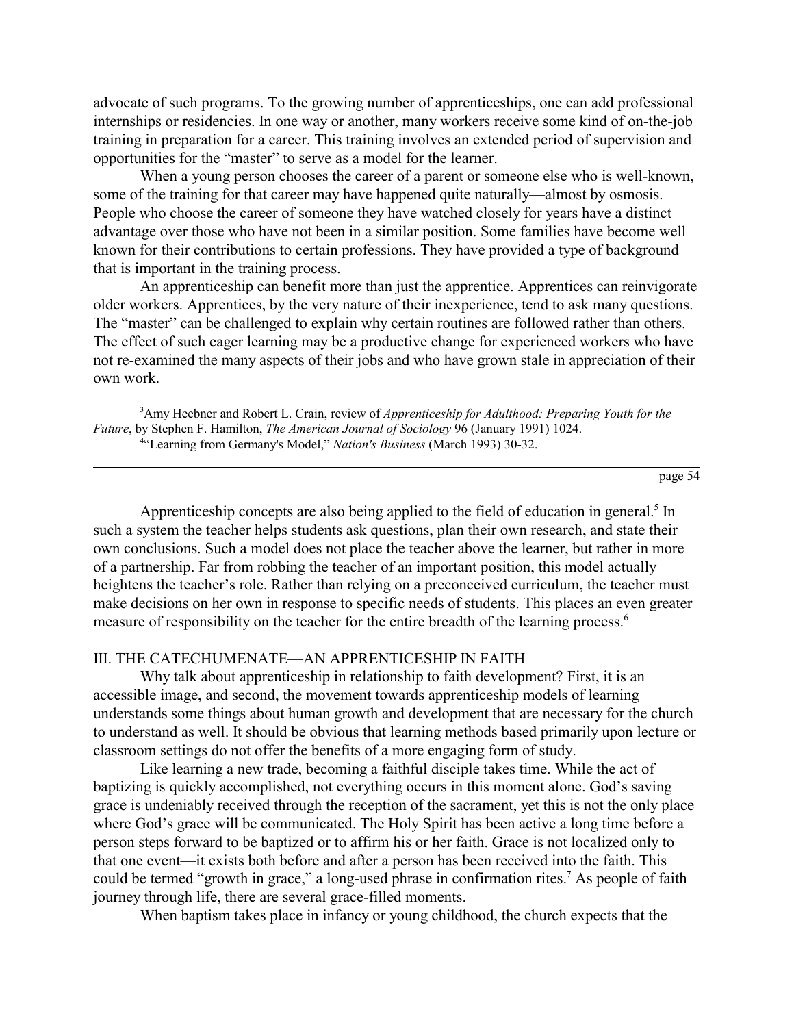advocate of such programs. To the growing number of apprenticeships, one can add professional internships or residencies. In one way or another, many workers receive some kind of on-the-job training in preparation for a career. This training involves an extended period of supervision and opportunities for the "master" to serve as a model for the learner.

When a young person chooses the career of a parent or someone else who is well-known, some of the training for that career may have happened quite naturally—almost by osmosis. People who choose the career of someone they have watched closely for years have a distinct advantage over those who have not been in a similar position. Some families have become well known for their contributions to certain professions. They have provided a type of background that is important in the training process.

An apprenticeship can benefit more than just the apprentice. Apprentices can reinvigorate older workers. Apprentices, by the very nature of their inexperience, tend to ask many questions. The "master" can be challenged to explain why certain routines are followed rather than others. The effect of such eager learning may be a productive change for experienced workers who have not re-examined the many aspects of their jobs and who have grown stale in appreciation of their own work.

[3]Amy Heebner and Robert L. Crain, review of *Apprenticeship for Adulthood: Preparing Youth for the Future*, by Stephen F. Hamilton, *The American Journal of Sociology* 96 (January 1991) 1024.

[4]"Learning from Germany's Model," *Nation's Business* (March 1993) 30-32.

---

Apprenticeship concepts are also being applied to the field of education in general.[5] In such a system the teacher helps students ask questions, plan their own research, and state their own conclusions. Such a model does not place the teacher above the learner, but rather in more of a partnership. Far from robbing the teacher of an important position, this model actually heightens the teacher's role. Rather than relying on a preconceived curriculum, the teacher must make decisions on her own in response to specific needs of students. This places an even greater measure of responsibility on the teacher for the entire breadth of the learning process.[6]

## III. THE CATECHUMENATE—AN APPRENTICESHIP IN FAITH

Why talk about apprenticeship in relationship to faith development? First, it is an accessible image, and second, the movement towards apprenticeship models of learning understands some things about human growth and development that are necessary for the church to understand as well. It should be obvious that learning methods based primarily upon lecture or classroom settings do not offer the benefits of a more engaging form of study.

Like learning a new trade, becoming a faithful disciple takes time. While the act of baptizing is quickly accomplished, not everything occurs in this moment alone. God's saving grace is undeniably received through the reception of the sacrament, yet this is not the only place where God's grace will be communicated. The Holy Spirit has been active a long time before a person steps forward to be baptized or to affirm his or her faith. Grace is not localized only to that one event—it exists both before and after a person has been received into the faith. This could be termed "growth in grace," a long-used phrase in confirmation rites.[7] As people of faith journey through life, there are several grace-filled moments.

When baptism takes place in infancy or young childhood, the church expects that the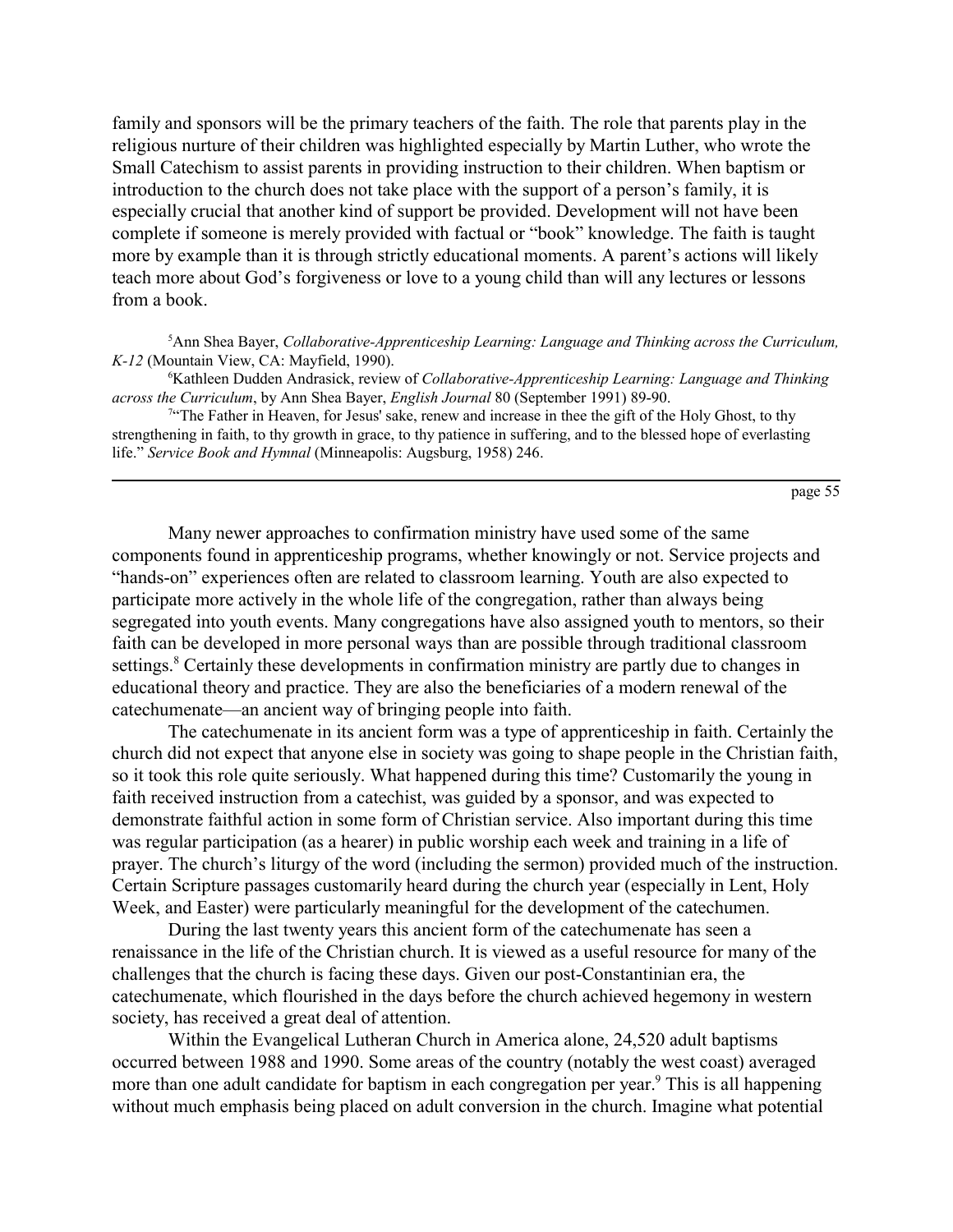family and sponsors will be the primary teachers of the faith. The role that parents play in the religious nurture of their children was highlighted especially by Martin Luther, who wrote the Small Catechism to assist parents in providing instruction to their children. When baptism or introduction to the church does not take place with the support of a person's family, it is especially crucial that another kind of support be provided. Development will not have been complete if someone is merely provided with factual or "book" knowledge. The faith is taught more by example than it is through strictly educational moments. A parent's actions will likely teach more about God's forgiveness or love to a young child than will any lectures or lessons from a book.

[5]Ann Shea Bayer, *Collaborative-Apprenticeship Learning: Language and Thinking across the Curriculum, K-12* (Mountain View, CA: Mayfield, 1990).

[6]Kathleen Dudden Andrasick, review of *Collaborative-Apprenticeship Learning: Language and Thinking across the Curriculum*, by Ann Shea Bayer, *English Journal* 80 (September 1991) 89-90.

[7]"The Father in Heaven, for Jesus' sake, renew and increase in thee the gift of the Holy Ghost, to thy strengthening in faith, to thy growth in grace, to thy patience in suffering, and to the blessed hope of everlasting life." *Service Book and Hymnal* (Minneapolis: Augsburg, 1958) 246.

Many newer approaches to confirmation ministry have used some of the same components found in apprenticeship programs, whether knowingly or not. Service projects and "hands-on" experiences often are related to classroom learning. Youth are also expected to participate more actively in the whole life of the congregation, rather than always being segregated into youth events. Many congregations have also assigned youth to mentors, so their faith can be developed in more personal ways than are possible through traditional classroom settings.[8] Certainly these developments in confirmation ministry are partly due to changes in educational theory and practice. They are also the beneficiaries of a modern renewal of the catechumenate—an ancient way of bringing people into faith.

The catechumenate in its ancient form was a type of apprenticeship in faith. Certainly the church did not expect that anyone else in society was going to shape people in the Christian faith, so it took this role quite seriously. What happened during this time? Customarily the young in faith received instruction from a catechist, was guided by a sponsor, and was expected to demonstrate faithful action in some form of Christian service. Also important during this time was regular participation (as a hearer) in public worship each week and training in a life of prayer. The church's liturgy of the word (including the sermon) provided much of the instruction. Certain Scripture passages customarily heard during the church year (especially in Lent, Holy Week, and Easter) were particularly meaningful for the development of the catechumen.

During the last twenty years this ancient form of the catechumenate has seen a renaissance in the life of the Christian church. It is viewed as a useful resource for many of the challenges that the church is facing these days. Given our post-Constantinian era, the catechumenate, which flourished in the days before the church achieved hegemony in western society, has received a great deal of attention.

Within the Evangelical Lutheran Church in America alone, 24,520 adult baptisms occurred between 1988 and 1990. Some areas of the country (notably the west coast) averaged more than one adult candidate for baptism in each congregation per year.[9] This is all happening without much emphasis being placed on adult conversion in the church. Imagine what potential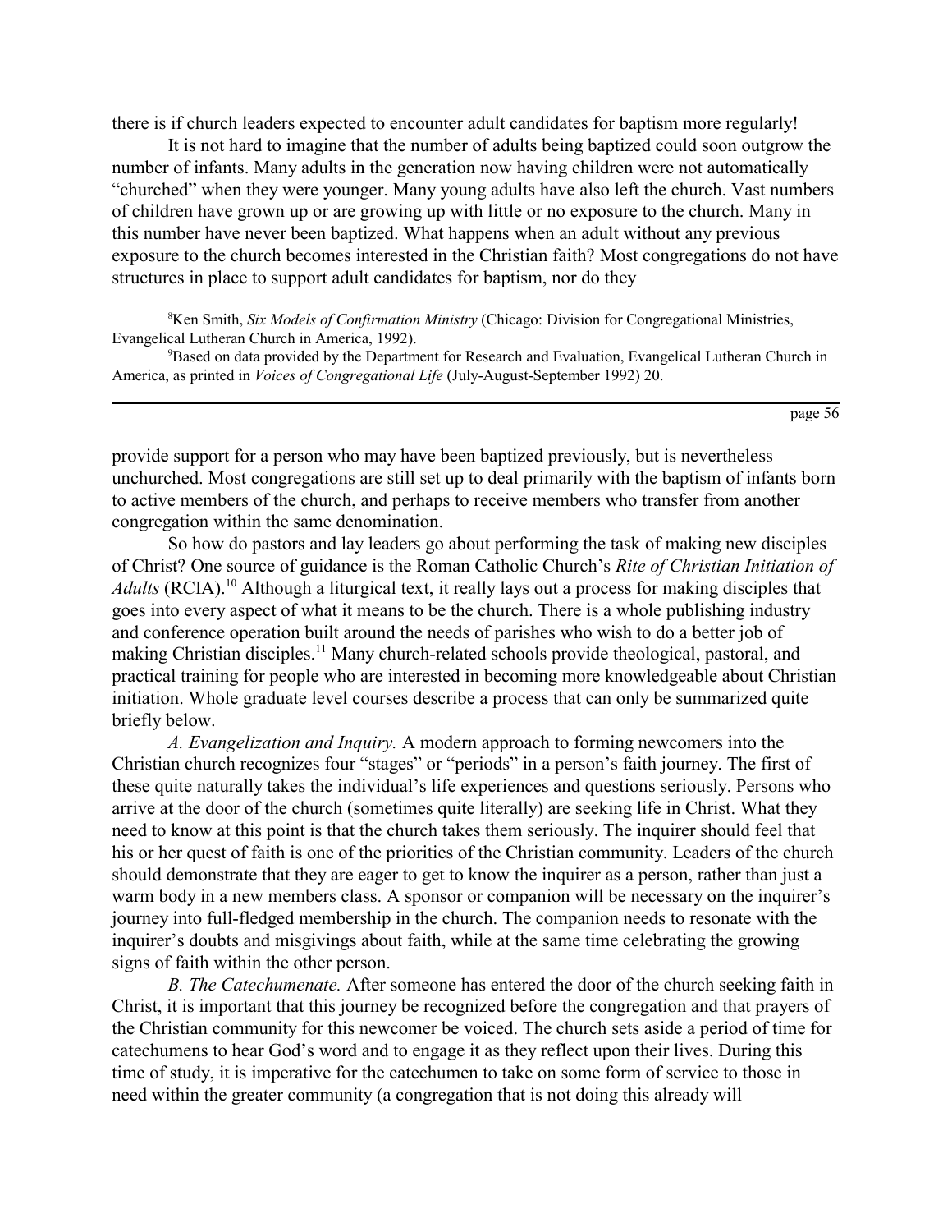there is if church leaders expected to encounter adult candidates for baptism more regularly!

It is not hard to imagine that the number of adults being baptized could soon outgrow the number of infants. Many adults in the generation now having children were not automatically "churched" when they were younger. Many young adults have also left the church. Vast numbers of children have grown up or are growing up with little or no exposure to the church. Many in this number have never been baptized. What happens when an adult without any previous exposure to the church becomes interested in the Christian faith? Most congregations do not have structures in place to support adult candidates for baptism, nor do they provide support for a person who may have been baptized previously, but is nevertheless unchurched. Most congregations are still set up to deal primarily with the baptism of infants born to active members of the church, and perhaps to receive members who transfer from another congregation within the same denomination.

So how do pastors and lay leaders go about performing the task of making new disciples of Christ? One source of guidance is the Roman Catholic Church's *Rite of Christian Initiation of Adults* (RCIA).[10] Although a liturgical text, it really lays out a process for making disciples that goes into every aspect of what it means to be the church. There is a whole publishing industry and conference operation built around the needs of parishes who wish to do a better job of making Christian disciples.[11] Many church-related schools provide theological, pastoral, and practical training for people who are interested in becoming more knowledgeable about Christian initiation. Whole graduate level courses describe a process that can only be summarized quite briefly below.

*A. Evangelization and Inquiry.* A modern approach to forming newcomers into the Christian church recognizes four "stages" or "periods" in a person's faith journey. The first of these quite naturally takes the individual's life experiences and questions seriously. Persons who arrive at the door of the church (sometimes quite literally) are seeking life in Christ. What they need to know at this point is that the church takes them seriously. The inquirer should feel that his or her quest of faith is one of the priorities of the Christian community. Leaders of the church should demonstrate that they are eager to get to know the inquirer as a person, rather than just a warm body in a new members class. A sponsor or companion will be necessary on the inquirer's journey into full-fledged membership in the church. The companion needs to resonate with the inquirer's doubts and misgivings about faith, while at the same time celebrating the growing signs of faith within the other person.

*B. The Catechumenate.* After someone has entered the door of the church seeking faith in Christ, it is important that this journey be recognized before the congregation and that prayers of the Christian community for this newcomer be voiced. The church sets aside a period of time for catechumens to hear God's word and to engage it as they reflect upon their lives. During this time of study, it is imperative for the catechumen to take on some form of service to those in need within the greater community (a congregation that is not doing this already will

---

[8] Ken Smith, *Six Models of Confirmation Ministry* (Chicago: Division for Congregational Ministries, Evangelical Lutheran Church in America, 1992).

[9] Based on data provided by the Department for Research and Evaluation, Evangelical Lutheran Church in America, as printed in *Voices of Congregational Life* (July-August-September 1992) 20.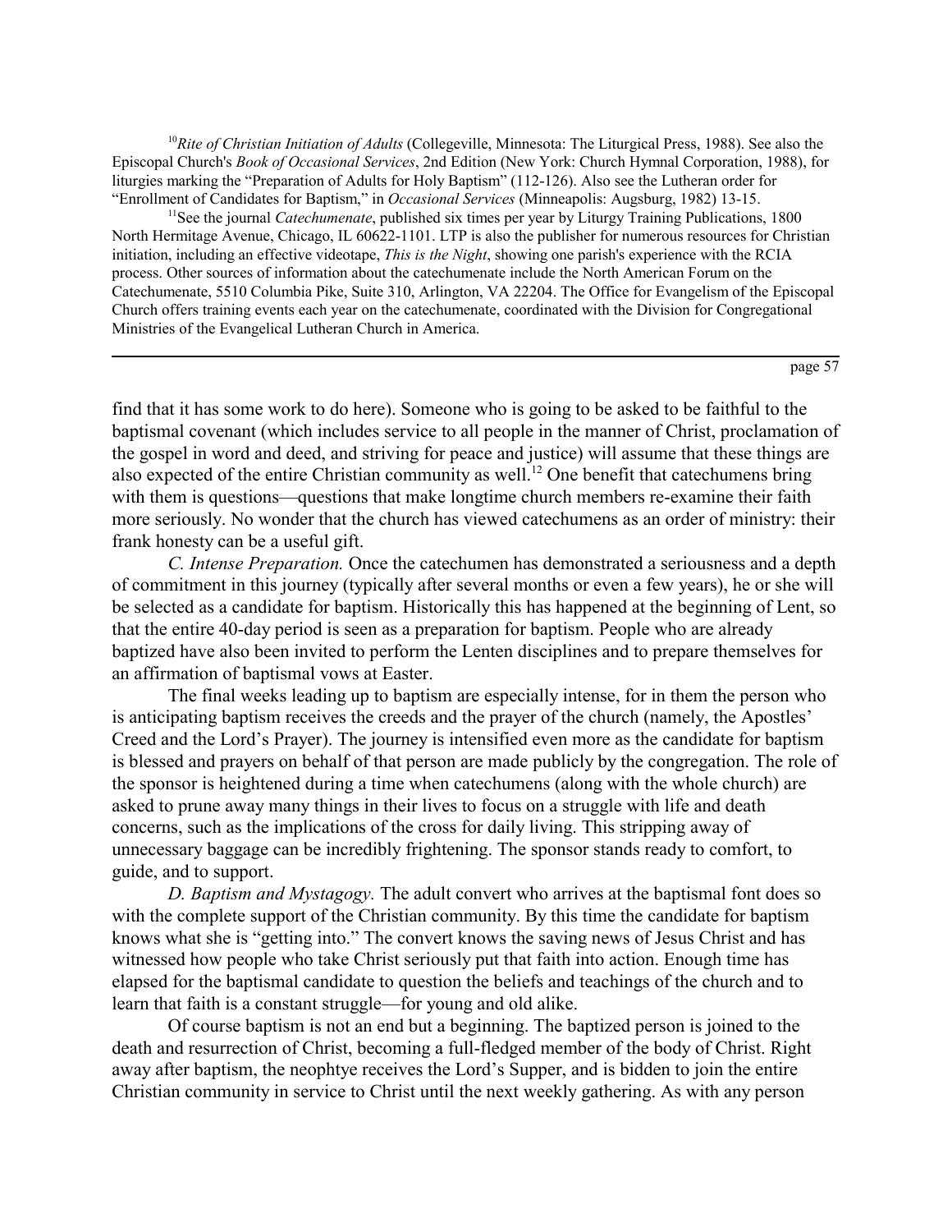[10]*Rite of Christian Initiation of Adults* (Collegeville, Minnesota: The Liturgical Press, 1988). See also the Episcopal Church's *Book of Occasional Services*, 2nd Edition (New York: Church Hymnal Corporation, 1988), for liturgies marking the "Preparation of Adults for Holy Baptism" (112-126). Also see the Lutheran order for "Enrollment of Candidates for Baptism," in *Occasional Services* (Minneapolis: Augsburg, 1982) 13-15.

[11]See the journal *Catechumenate*, published six times per year by Liturgy Training Publications, 1800 North Hermitage Avenue, Chicago, IL 60622-1101. LTP is also the publisher for numerous resources for Christian initiation, including an effective videotape, *This is the Night*, showing one parish's experience with the RCIA process. Other sources of information about the catechumenate include the North American Forum on the Catechumenate, 5510 Columbia Pike, Suite 310, Arlington, VA 22204. The Office for Evangelism of the Episcopal Church offers training events each year on the catechumenate, coordinated with the Division for Congregational Ministries of the Evangelical Lutheran Church in America.

---

find that it has some work to do here). Someone who is going to be asked to be faithful to the baptismal covenant (which includes service to all people in the manner of Christ, proclamation of the gospel in word and deed, and striving for peace and justice) will assume that these things are also expected of the entire Christian community as well.[12] One benefit that catechumens bring with them is questions—questions that make longtime church members re-examine their faith more seriously. No wonder that the church has viewed catechumens as an order of ministry: their frank honesty can be a useful gift.

*C. Intense Preparation.* Once the catechumen has demonstrated a seriousness and a depth of commitment in this journey (typically after several months or even a few years), he or she will be selected as a candidate for baptism. Historically this has happened at the beginning of Lent, so that the entire 40-day period is seen as a preparation for baptism. People who are already baptized have also been invited to perform the Lenten disciplines and to prepare themselves for an affirmation of baptismal vows at Easter.

The final weeks leading up to baptism are especially intense, for in them the person who is anticipating baptism receives the creeds and the prayer of the church (namely, the Apostles' Creed and the Lord's Prayer). The journey is intensified even more as the candidate for baptism is blessed and prayers on behalf of that person are made publicly by the congregation. The role of the sponsor is heightened during a time when catechumens (along with the whole church) are asked to prune away many things in their lives to focus on a struggle with life and death concerns, such as the implications of the cross for daily living. This stripping away of unnecessary baggage can be incredibly frightening. The sponsor stands ready to comfort, to guide, and to support.

*D. Baptism and Mystagogy.* The adult convert who arrives at the baptismal font does so with the complete support of the Christian community. By this time the candidate for baptism knows what she is "getting into." The convert knows the saving news of Jesus Christ and has witnessed how people who take Christ seriously put that faith into action. Enough time has elapsed for the baptismal candidate to question the beliefs and teachings of the church and to learn that faith is a constant struggle—for young and old alike.

Of course baptism is not an end but a beginning. The baptized person is joined to the death and resurrection of Christ, becoming a full-fledged member of the body of Christ. Right away after baptism, the neophtye receives the Lord's Supper, and is bidden to join the entire Christian community in service to Christ until the next weekly gathering. As with any person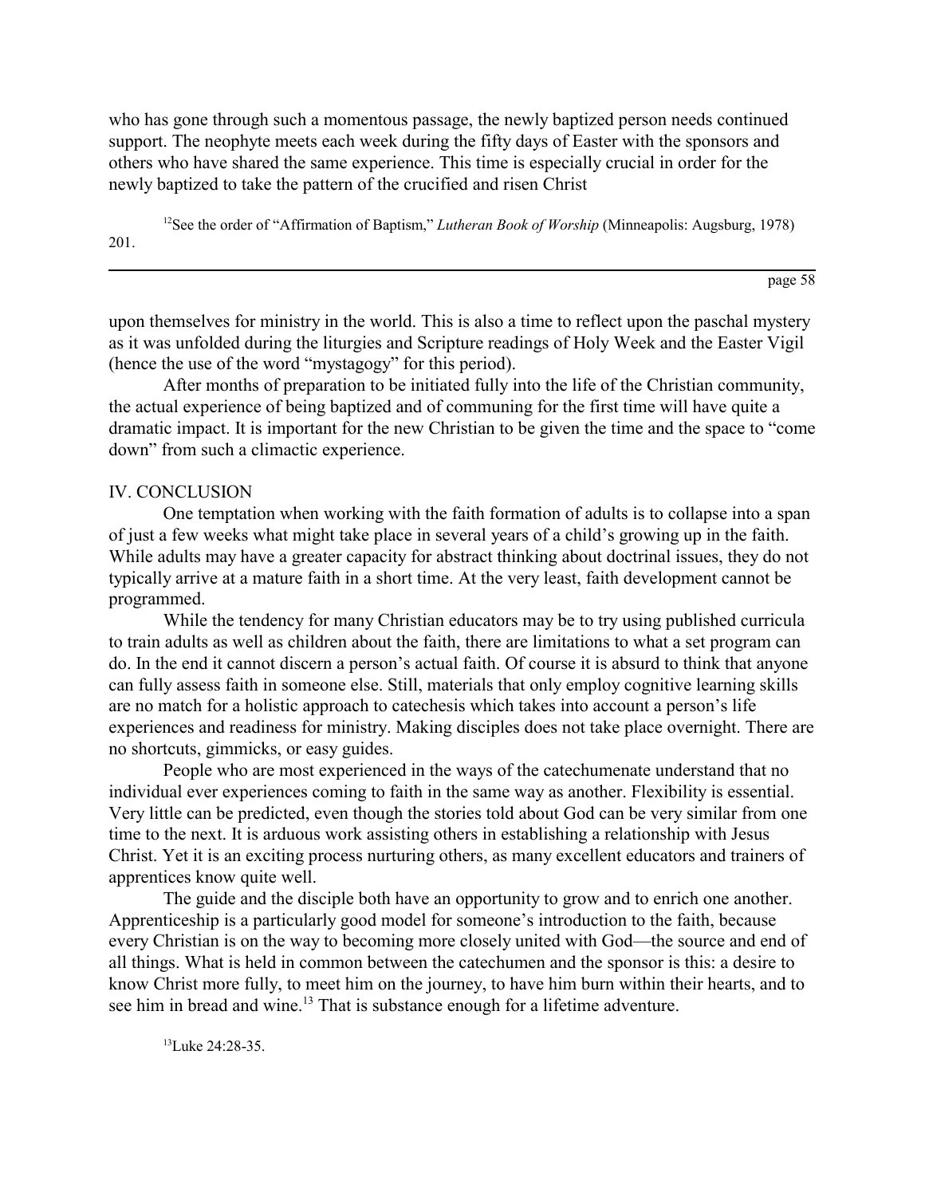who has gone through such a momentous passage, the newly baptized person needs continued support. The neophyte meets each week during the fifty days of Easter with the sponsors and others who have shared the same experience. This time is especially crucial in order for the newly baptized to take the pattern of the crucified and risen Christ

[12]See the order of "Affirmation of Baptism," *Lutheran Book of Worship* (Minneapolis: Augsburg, 1978) 201.

upon themselves for ministry in the world. This is also a time to reflect upon the paschal mystery as it was unfolded during the liturgies and Scripture readings of Holy Week and the Easter Vigil (hence the use of the word "mystagogy" for this period).

After months of preparation to be initiated fully into the life of the Christian community, the actual experience of being baptized and of communing for the first time will have quite a dramatic impact. It is important for the new Christian to be given the time and the space to "come down" from such a climactic experience.

## IV. CONCLUSION

One temptation when working with the faith formation of adults is to collapse into a span of just a few weeks what might take place in several years of a child's growing up in the faith. While adults may have a greater capacity for abstract thinking about doctrinal issues, they do not typically arrive at a mature faith in a short time. At the very least, faith development cannot be programmed.

While the tendency for many Christian educators may be to try using published curricula to train adults as well as children about the faith, there are limitations to what a set program can do. In the end it cannot discern a person's actual faith. Of course it is absurd to think that anyone can fully assess faith in someone else. Still, materials that only employ cognitive learning skills are no match for a holistic approach to catechesis which takes into account a person's life experiences and readiness for ministry. Making disciples does not take place overnight. There are no shortcuts, gimmicks, or easy guides.

People who are most experienced in the ways of the catechumenate understand that no individual ever experiences coming to faith in the same way as another. Flexibility is essential. Very little can be predicted, even though the stories told about God can be very similar from one time to the next. It is arduous work assisting others in establishing a relationship with Jesus Christ. Yet it is an exciting process nurturing others, as many excellent educators and trainers of apprentices know quite well.

The guide and the disciple both have an opportunity to grow and to enrich one another. Apprenticeship is a particularly good model for someone's introduction to the faith, because every Christian is on the way to becoming more closely united with God—the source and end of all things. What is held in common between the catechumen and the sponsor is this: a desire to know Christ more fully, to meet him on the journey, to have him burn within their hearts, and to see him in bread and wine.[13] That is substance enough for a lifetime adventure.

[13]Luke 24:28-35.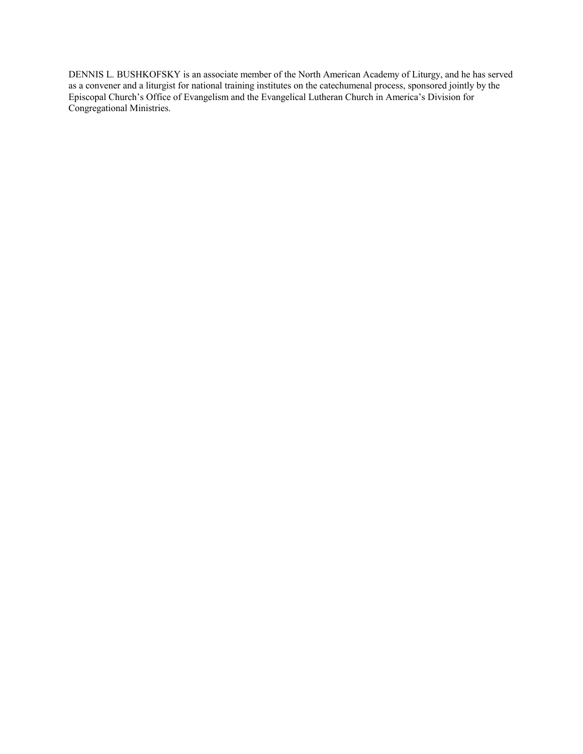DENNIS L. BUSHKOFSKY is an associate member of the North American Academy of Liturgy, and he has served as a convener and a liturgist for national training institutes on the catechumenal process, sponsored jointly by the Episcopal Church's Office of Evangelism and the Evangelical Lutheran Church in America's Division for Congregational Ministries.